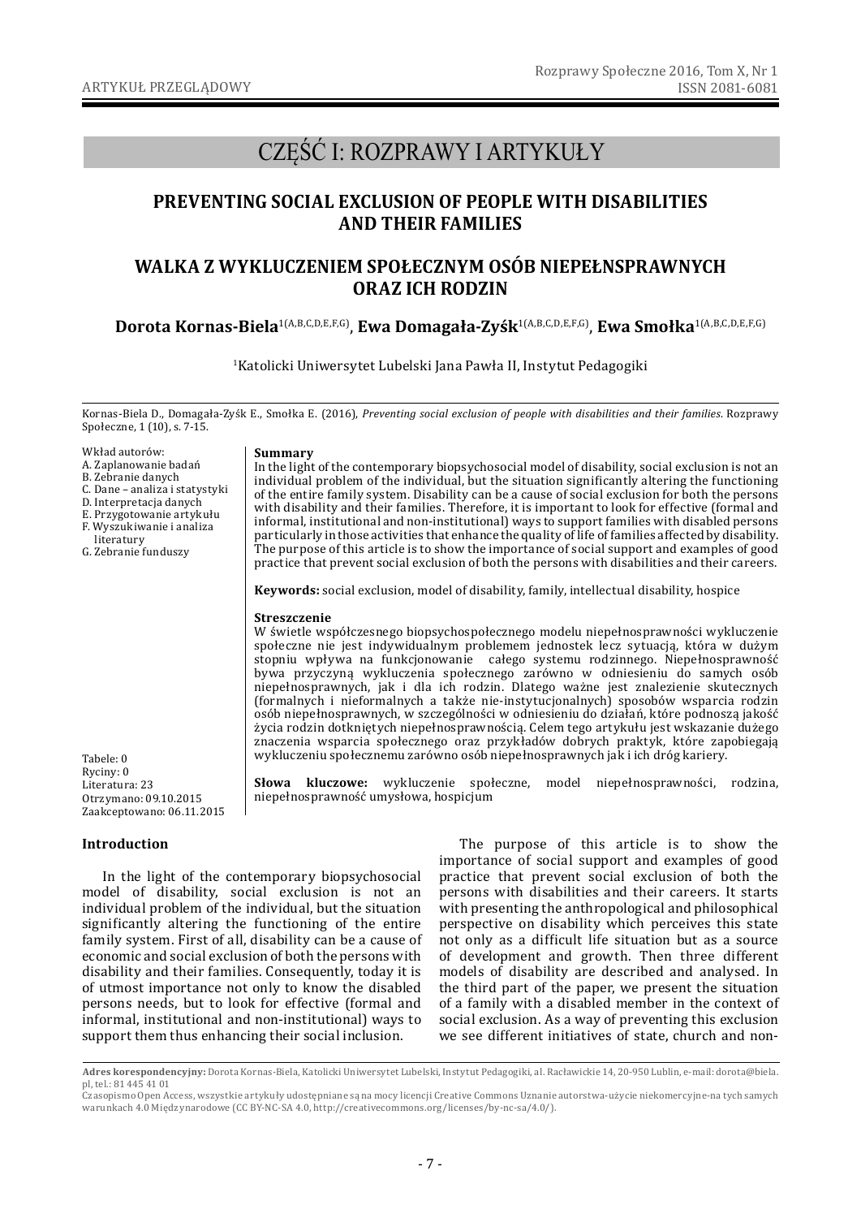ARTYKUŁ PRZEGLĄDOWY

# CZĘŚĆ I: ROZPRAWY I ARTYKUŁY

## PREVENTING SOCIAL EXCLUSION OF PEOPLE WITH DISABILITIES AND THEIR FAMILIES

## WALKA Z WYKLUCZENIEM SPOŁECZNYM OSÓB NIEPEŁNSPRAWNYCH ORAZ ICH RODZIN

**Dorota Kornas-Biela**[1(A,B,C,D,E,F,G)], **Ewa Domagała-Zyśk**[1(A,B,C,D,E,F,G)], **Ewa Smołka**[1(A,B,C,D,E,F,G)]

[1]Katolicki Uniwersytet Lubelski Jana Pawła II, Instytut Pedagogiki

Kornas-Biela D., Domagała-Zyśk E., Smołka E. (2016), *Preventing social exclusion of people with disabilities and their families*. Rozprawy Społeczne, 1 (10), s. 7-15.

Wkład autorów:
A. Zaplanowanie badań
B. Zebranie danych
C. Dane – analiza i statystyki
D. Interpretacja danych
E. Przygotowanie artykułu
F. Wyszukiwanie i analiza literatury
G. Zebranie funduszy

Tabele: 0
Ryciny: 0
Literatura: 23
Otrzymano: 09.10.2015
Zaakceptowano: 06.11.2015

**Summary**
In the light of the contemporary biopsychosocial model of disability, social exclusion is not an individual problem of the individual, but the situation significantly altering the functioning of the entire family system. Disability can be a cause of social exclusion for both the persons with disability and their families. Therefore, it is important to look for effective (formal and informal, institutional and non-institutional) ways to support families with disabled persons particularly in those activities that enhance the quality of life of families affected by disability. The purpose of this article is to show the importance of social support and examples of good practice that prevent social exclusion of both the persons with disabilities and their careers.

**Keywords:** social exclusion, model of disability, family, intellectual disability, hospice

**Streszczenie**
W świetle współczesnego biopsychospołecznego modelu niepełnosprawności wykluczenie społeczne nie jest indywidualnym problemem jednostek lecz sytuacją, która w dużym stopniu wpływa na funkcjonowanie całego systemu rodzinnego. Niepełnosprawność bywa przyczyną wykluczenia społecznego zarówno w odniesieniu do samych osób niepełnosprawnych, jak i dla ich rodzin. Dlatego ważne jest znalezienie skutecznych (formalnych i nieformalnych a także nie-instytucjonalnych) sposobów wsparcia rodzin osób niepełnosprawnych, w szczególności w odniesieniu do działań, które podnoszą jakość życia rodzin dotkniętych niepełnosprawnością. Celem tego artykułu jest wskazanie dużego znaczenia wsparcia społecznego oraz przykładów dobrych praktyk, które zapobiegają wykluczeniu społecznemu zarówno osób niepełnosprawnych jak i ich dróg kariery.

**Słowa kluczowe:** wykluczenie społeczne, model niepełnosprawności, rodzina, niepełnosprawność umysłowa, hospicjum

### Introduction

In the light of the contemporary biopsychosocial model of disability, social exclusion is not an individual problem of the individual, but the situation significantly altering the functioning of the entire family system. First of all, disability can be a cause of economic and social exclusion of both the persons with disability and their families. Consequently, today it is of utmost importance not only to know the disabled persons needs, but to look for effective (formal and informal, institutional and non-institutional) ways to support them thus enhancing their social inclusion.

The purpose of this article is to show the importance of social support and examples of good practice that prevent social exclusion of both the persons with disabilities and their careers. It starts with presenting the anthropological and philosophical perspective on disability which perceives this state not only as a difficult life situation but as a source of development and growth. Then three different models of disability are described and analysed. In the third part of the paper, we present the situation of a family with a disabled member in the context of social exclusion. As a way of preventing this exclusion we see different initiatives of state, church and non-

**Adres korespondencyjny:** Dorota Kornas-Biela, Katolicki Uniwersytet Lubelski, Instytut Pedagogiki, al. Racławickie 14, 20-950 Lublin, e-mail: dorota@biela.pl, tel.: 81 445 41 01

Czasopismo Open Access, wszystkie artykuły udostępniane są na mocy licencji Creative Commons Uznanie autorstwa-użycie niekomercyjne-na tych samych warunkach 4.0 Międzynarodowe (CC BY-NC-SA 4.0, http://creativecommons.org/licenses/by-nc-sa/4.0/).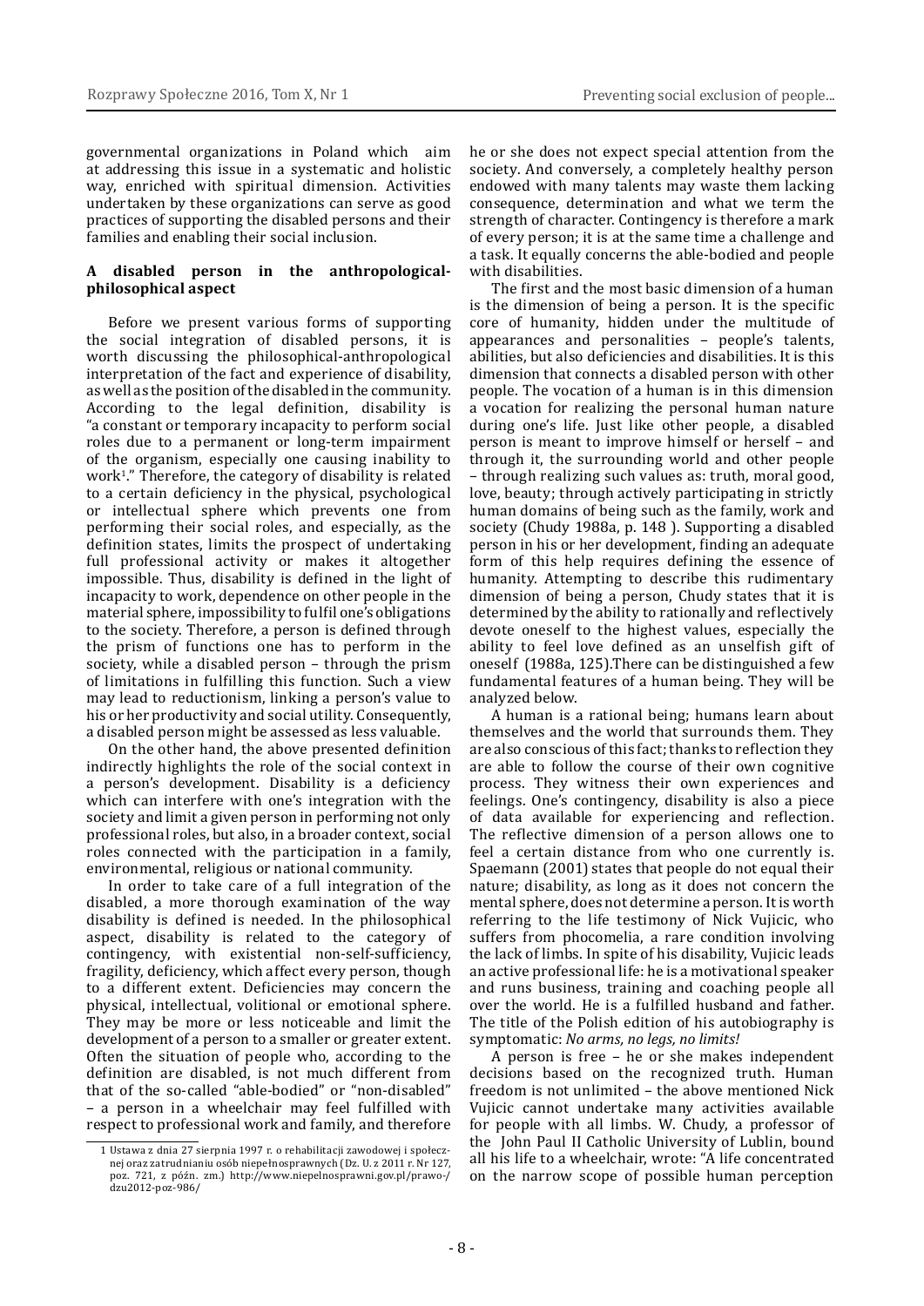governmental organizations in Poland which aim at addressing this issue in a systematic and holistic way, enriched with spiritual dimension. Activities undertaken by these organizations can serve as good practices of supporting the disabled persons and their families and enabling their social inclusion.

## A disabled person in the anthropological-philosophical aspect

Before we present various forms of supporting the social integration of disabled persons, it is worth discussing the philosophical-anthropological interpretation of the fact and experience of disability, as well as the position of the disabled in the community. According to the legal definition, disability is "a constant or temporary incapacity to perform social roles due to a permanent or long-term impairment of the organism, especially one causing inability to work[1]." Therefore, the category of disability is related to a certain deficiency in the physical, psychological or intellectual sphere which prevents one from performing their social roles, and especially, as the definition states, limits the prospect of undertaking full professional activity or makes it altogether impossible. Thus, disability is defined in the light of incapacity to work, dependence on other people in the material sphere, impossibility to fulfil one's obligations to the society. Therefore, a person is defined through the prism of functions one has to perform in the society, while a disabled person – through the prism of limitations in fulfilling this function. Such a view may lead to reductionism, linking a person's value to his or her productivity and social utility. Consequently, a disabled person might be assessed as less valuable.

On the other hand, the above presented definition indirectly highlights the role of the social context in a person's development. Disability is a deficiency which can interfere with one's integration with the society and limit a given person in performing not only professional roles, but also, in a broader context, social roles connected with the participation in a family, environmental, religious or national community.

In order to take care of a full integration of the disabled, a more thorough examination of the way disability is defined is needed. In the philosophical aspect, disability is related to the category of contingency, with existential non-self-sufficiency, fragility, deficiency, which affect every person, though to a different extent. Deficiencies may concern the physical, intellectual, volitional or emotional sphere. They may be more or less noticeable and limit the development of a person to a smaller or greater extent. Often the situation of people who, according to the definition are disabled, is not much different from that of the so-called "able-bodied" or "non-disabled" – a person in a wheelchair may feel fulfilled with respect to professional work and family, and therefore he or she does not expect special attention from the society. And conversely, a completely healthy person endowed with many talents may waste them lacking consequence, determination and what we term the strength of character. Contingency is therefore a mark of every person; it is at the same time a challenge and a task. It equally concerns the able-bodied and people with disabilities.

The first and the most basic dimension of a human is the dimension of being a person. It is the specific core of humanity, hidden under the multitude of appearances and personalities – people's talents, abilities, but also deficiencies and disabilities. It is this dimension that connects a disabled person with other people. The vocation of a human is in this dimension a vocation for realizing the personal human nature during one's life. Just like other people, a disabled person is meant to improve himself or herself – and through it, the surrounding world and other people – through realizing such values as: truth, moral good, love, beauty; through actively participating in strictly human domains of being such as the family, work and society (Chudy 1988a, p. 148 ). Supporting a disabled person in his or her development, finding an adequate form of this help requires defining the essence of humanity. Attempting to describe this rudimentary dimension of being a person, Chudy states that it is determined by the ability to rationally and reflectively devote oneself to the highest values, especially the ability to feel love defined as an unselfish gift of oneself (1988a, 125).There can be distinguished a few fundamental features of a human being. They will be analyzed below.

A human is a rational being; humans learn about themselves and the world that surrounds them. They are also conscious of this fact; thanks to reflection they are able to follow the course of their own cognitive process. They witness their own experiences and feelings. One's contingency, disability is also a piece of data available for experiencing and reflection. The reflective dimension of a person allows one to feel a certain distance from who one currently is. Spaemann (2001) states that people do not equal their nature; disability, as long as it does not concern the mental sphere, does not determine a person. It is worth referring to the life testimony of Nick Vujicic, who suffers from phocomelia, a rare condition involving the lack of limbs. In spite of his disability, Vujicic leads an active professional life: he is a motivational speaker and runs business, training and coaching people all over the world. He is a fulfilled husband and father. The title of the Polish edition of his autobiography is symptomatic: *No arms, no legs, no limits!*

A person is free – he or she makes independent decisions based on the recognized truth. Human freedom is not unlimited – the above mentioned Nick Vujicic cannot undertake many activities available for people with all limbs. W. Chudy, a professor of the John Paul II Catholic University of Lublin, bound all his life to a wheelchair, wrote: "A life concentrated on the narrow scope of possible human perception

---

1 Ustawa z dnia 27 sierpnia 1997 r. o rehabilitacji zawodowej i społecznej oraz zatrudnianiu osób niepełnosprawnych (Dz. U. z 2011 r. Nr 127, poz. 721, z późn. zm.) http://www.niepelnosprawni.gov.pl/prawo-/dzu2012-poz-986/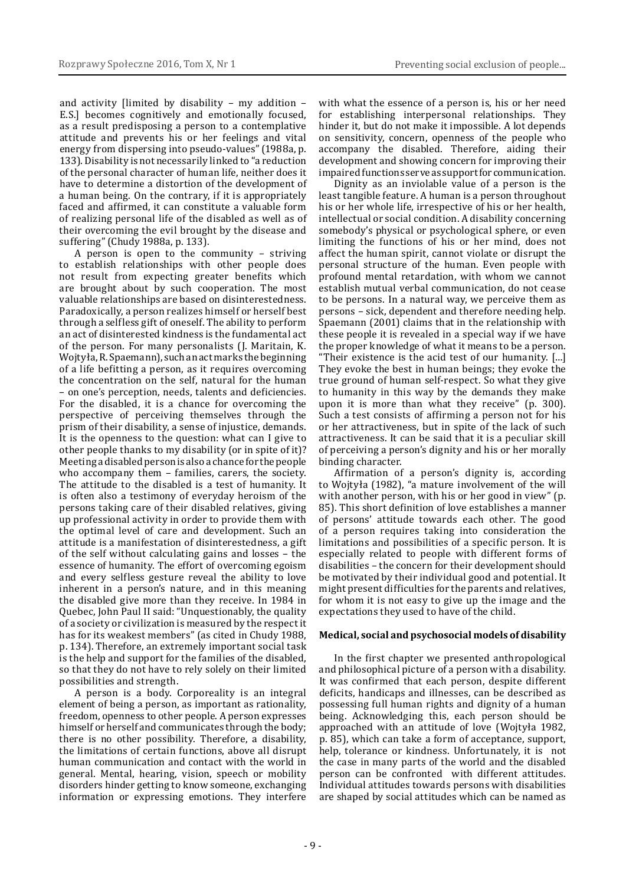and activity [limited by disability – my addition – E.S.] becomes cognitively and emotionally focused, as a result predisposing a person to a contemplative attitude and prevents his or her feelings and vital energy from dispersing into pseudo-values" (1988a, p. 133). Disability is not necessarily linked to "a reduction of the personal character of human life, neither does it have to determine a distortion of the development of a human being. On the contrary, if it is appropriately faced and affirmed, it can constitute a valuable form of realizing personal life of the disabled as well as of their overcoming the evil brought by the disease and suffering" (Chudy 1988a, p. 133).

A person is open to the community – striving to establish relationships with other people does not result from expecting greater benefits which are brought about by such cooperation. The most valuable relationships are based on disinterestedness. Paradoxically, a person realizes himself or herself best through a selfless gift of oneself. The ability to perform an act of disinterested kindness is the fundamental act of the person. For many personalists (J. Maritain, K. Wojtyła, R. Spaemann), such an act marks the beginning of a life befitting a person, as it requires overcoming the concentration on the self, natural for the human – on one's perception, needs, talents and deficiencies. For the disabled, it is a chance for overcoming the perspective of perceiving themselves through the prism of their disability, a sense of injustice, demands. It is the openness to the question: what can I give to other people thanks to my disability (or in spite of it)? Meeting a disabled person is also a chance for the people who accompany them – families, carers, the society. The attitude to the disabled is a test of humanity. It is often also a testimony of everyday heroism of the persons taking care of their disabled relatives, giving up professional activity in order to provide them with the optimal level of care and development. Such an attitude is a manifestation of disinterestedness, a gift of the self without calculating gains and losses – the essence of humanity. The effort of overcoming egoism and every selfless gesture reveal the ability to love inherent in a person's nature, and in this meaning the disabled give more than they receive. In 1984 in Quebec, John Paul II said: "Unquestionably, the quality of a society or civilization is measured by the respect it has for its weakest members" (as cited in Chudy 1988, p. 134). Therefore, an extremely important social task is the help and support for the families of the disabled, so that they do not have to rely solely on their limited possibilities and strength.

A person is a body. Corporeality is an integral element of being a person, as important as rationality, freedom, openness to other people. A person expresses himself or herself and communicates through the body; there is no other possibility. Therefore, a disability, the limitations of certain functions, above all disrupt human communication and contact with the world in general. Mental, hearing, vision, speech or mobility disorders hinder getting to know someone, exchanging information or expressing emotions. They interfere with what the essence of a person is, his or her need for establishing interpersonal relationships. They hinder it, but do not make it impossible. A lot depends on sensitivity, concern, openness of the people who accompany the disabled. Therefore, aiding their development and showing concern for improving their impaired functions serve as support for communication.

Dignity as an inviolable value of a person is the least tangible feature. A human is a person throughout his or her whole life, irrespective of his or her health, intellectual or social condition. A disability concerning somebody's physical or psychological sphere, or even limiting the functions of his or her mind, does not affect the human spirit, cannot violate or disrupt the personal structure of the human. Even people with profound mental retardation, with whom we cannot establish mutual verbal communication, do not cease to be persons. In a natural way, we perceive them as persons – sick, dependent and therefore needing help. Spaemann (2001) claims that in the relationship with these people it is revealed in a special way if we have the proper knowledge of what it means to be a person. "Their existence is the acid test of our humanity. [...] They evoke the best in human beings; they evoke the true ground of human self-respect. So what they give to humanity in this way by the demands they make upon it is more than what they receive" (p. 300). Such a test consists of affirming a person not for his or her attractiveness, but in spite of the lack of such attractiveness. It can be said that it is a peculiar skill of perceiving a person's dignity and his or her morally binding character.

Affirmation of a person's dignity is, according to Wojtyła (1982), "a mature involvement of the will with another person, with his or her good in view" (p. 85). This short definition of love establishes a manner of persons' attitude towards each other. The good of a person requires taking into consideration the limitations and possibilities of a specific person. It is especially related to people with different forms of disabilities – the concern for their development should be motivated by their individual good and potential. It might present difficulties for the parents and relatives, for whom it is not easy to give up the image and the expectations they used to have of the child.

## Medical, social and psychosocial models of disability

In the first chapter we presented anthropological and philosophical picture of a person with a disability. It was confirmed that each person, despite different deficits, handicaps and illnesses, can be described as possessing full human rights and dignity of a human being. Acknowledging this, each person should be approached with an attitude of love (Wojtyła 1982, p. 85), which can take a form of acceptance, support, help, tolerance or kindness. Unfortunately, it is not the case in many parts of the world and the disabled person can be confronted with different attitudes. Individual attitudes towards persons with disabilities are shaped by social attitudes which can be named as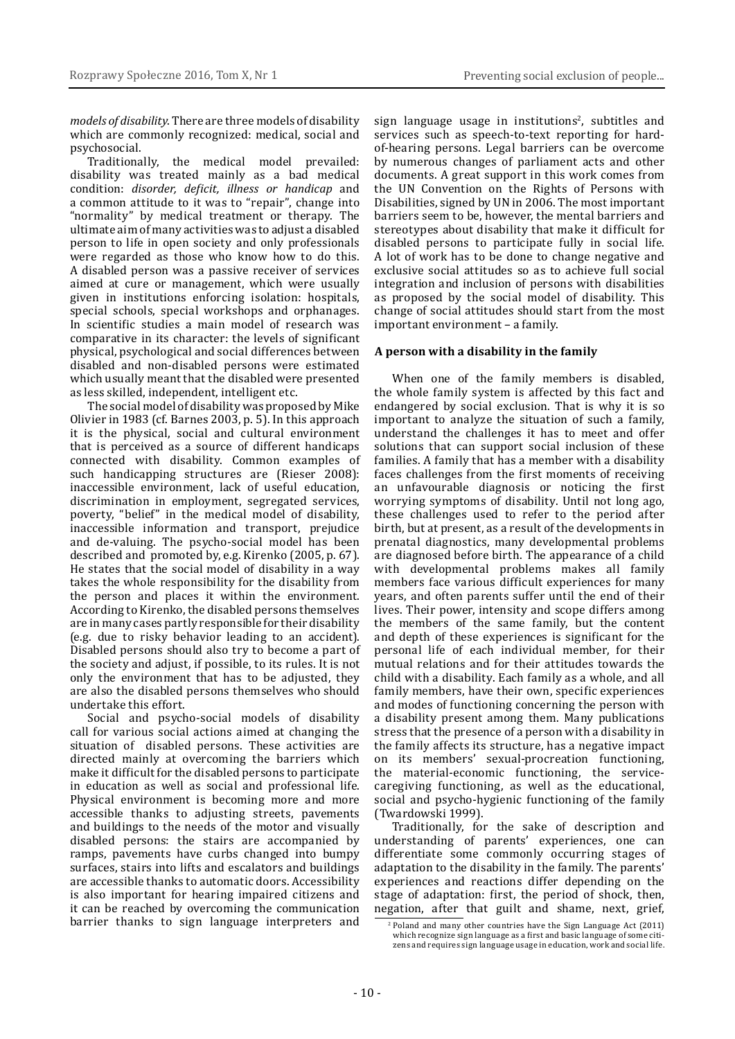*models of disability*. There are three models of disability which are commonly recognized: medical, social and psychosocial.

Traditionally, the medical model prevailed: disability was treated mainly as a bad medical condition: *disorder, deficit, illness or handicap* and a common attitude to it was to "repair", change into "normality" by medical treatment or therapy. The ultimate aim of many activities was to adjust a disabled person to life in open society and only professionals were regarded as those who know how to do this. A disabled person was a passive receiver of services aimed at cure or management, which were usually given in institutions enforcing isolation: hospitals, special schools, special workshops and orphanages. In scientific studies a main model of research was comparative in its character: the levels of significant physical, psychological and social differences between disabled and non-disabled persons were estimated which usually meant that the disabled were presented as less skilled, independent, intelligent etc.

The social model of disability was proposed by Mike Olivier in 1983 (cf. Barnes 2003, p. 5). In this approach it is the physical, social and cultural environment that is perceived as a source of different handicaps connected with disability. Common examples of such handicapping structures are (Rieser 2008): inaccessible environment, lack of useful education, discrimination in employment, segregated services, poverty, "belief" in the medical model of disability, inaccessible information and transport, prejudice and de-valuing. The psycho-social model has been described and promoted by, e.g. Kirenko (2005, p. 67). He states that the social model of disability in a way takes the whole responsibility for the disability from the person and places it within the environment. According to Kirenko, the disabled persons themselves are in many cases partly responsible for their disability (e.g. due to risky behavior leading to an accident). Disabled persons should also try to become a part of the society and adjust, if possible, to its rules. It is not only the environment that has to be adjusted, they are also the disabled persons themselves who should undertake this effort.

Social and psycho-social models of disability call for various social actions aimed at changing the situation of disabled persons. These activities are directed mainly at overcoming the barriers which make it difficult for the disabled persons to participate in education as well as social and professional life. Physical environment is becoming more and more accessible thanks to adjusting streets, pavements and buildings to the needs of the motor and visually disabled persons: the stairs are accompanied by ramps, pavements have curbs changed into bumpy surfaces, stairs into lifts and escalators and buildings are accessible thanks to automatic doors. Accessibility is also important for hearing impaired citizens and it can be reached by overcoming the communication barrier thanks to sign language interpreters and sign language usage in institutions[2], subtitles and services such as speech-to-text reporting for hard-of-hearing persons. Legal barriers can be overcome by numerous changes of parliament acts and other documents. A great support in this work comes from the UN Convention on the Rights of Persons with Disabilities, signed by UN in 2006. The most important barriers seem to be, however, the mental barriers and stereotypes about disability that make it difficult for disabled persons to participate fully in social life. A lot of work has to be done to change negative and exclusive social attitudes so as to achieve full social integration and inclusion of persons with disabilities as proposed by the social model of disability. This change of social attitudes should start from the most important environment – a family.

### A person with a disability in the family

When one of the family members is disabled, the whole family system is affected by this fact and endangered by social exclusion. That is why it is so important to analyze the situation of such a family, understand the challenges it has to meet and offer solutions that can support social inclusion of these families. A family that has a member with a disability faces challenges from the first moments of receiving an unfavourable diagnosis or noticing the first worrying symptoms of disability. Until not long ago, these challenges used to refer to the period after birth, but at present, as a result of the developments in prenatal diagnostics, many developmental problems are diagnosed before birth. The appearance of a child with developmental problems makes all family members face various difficult experiences for many years, and often parents suffer until the end of their lives. Their power, intensity and scope differs among the members of the same family, but the content and depth of these experiences is significant for the personal life of each individual member, for their mutual relations and for their attitudes towards the child with a disability. Each family as a whole, and all family members, have their own, specific experiences and modes of functioning concerning the person with a disability present among them. Many publications stress that the presence of a person with a disability in the family affects its structure, has a negative impact on its members' sexual-procreation functioning, the material-economic functioning, the service-caregiving functioning, as well as the educational, social and psycho-hygienic functioning of the family (Twardowski 1999).

Traditionally, for the sake of description and understanding of parents' experiences, one can differentiate some commonly occurring stages of adaptation to the disability in the family. The parents' experiences and reactions differ depending on the stage of adaptation: first, the period of shock, then, negation, after that guilt and shame, next, grief,

[2] Poland and many other countries have the Sign Language Act (2011) which recognize sign language as a first and basic language of some citizens and requires sign language usage in education, work and social life.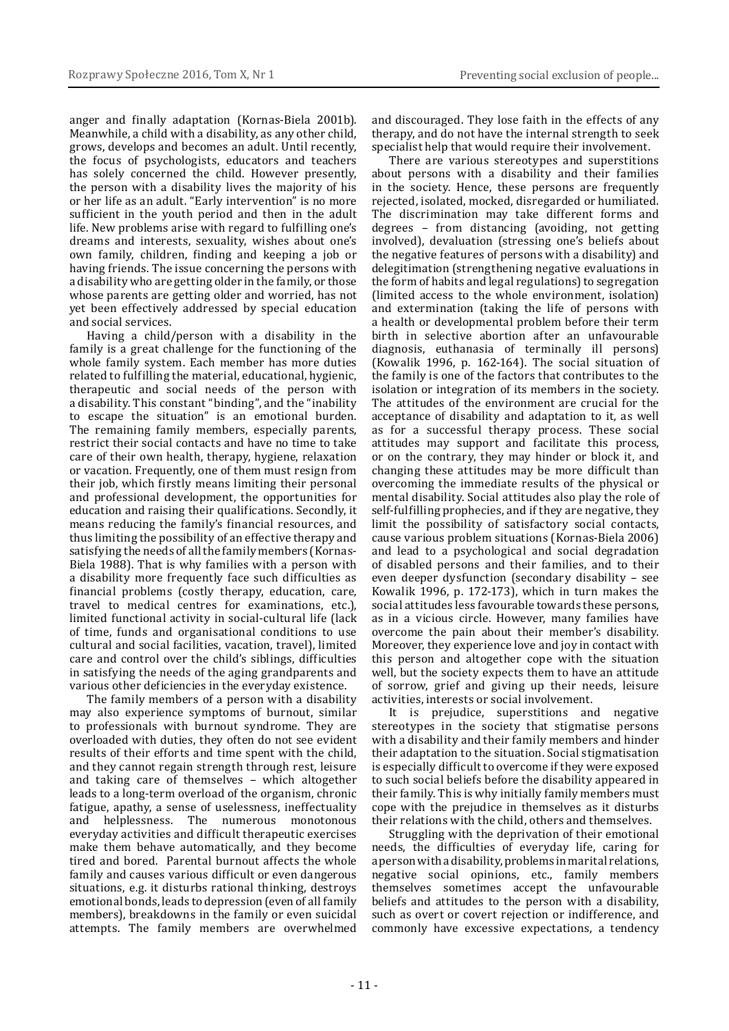anger and finally adaptation (Kornas-Biela 2001b). Meanwhile, a child with a disability, as any other child, grows, develops and becomes an adult. Until recently, the focus of psychologists, educators and teachers has solely concerned the child. However presently, the person with a disability lives the majority of his or her life as an adult. "Early intervention" is no more sufficient in the youth period and then in the adult life. New problems arise with regard to fulfilling one's dreams and interests, sexuality, wishes about one's own family, children, finding and keeping a job or having friends. The issue concerning the persons with a disability who are getting older in the family, or those whose parents are getting older and worried, has not yet been effectively addressed by special education and social services.

Having a child/person with a disability in the family is a great challenge for the functioning of the whole family system. Each member has more duties related to fulfilling the material, educational, hygienic, therapeutic and social needs of the person with a disability. This constant "binding", and the "inability to escape the situation" is an emotional burden. The remaining family members, especially parents, restrict their social contacts and have no time to take care of their own health, therapy, hygiene, relaxation or vacation. Frequently, one of them must resign from their job, which firstly means limiting their personal and professional development, the opportunities for education and raising their qualifications. Secondly, it means reducing the family's financial resources, and thus limiting the possibility of an effective therapy and satisfying the needs of all the family members (Kornas-Biela 1988). That is why families with a person with a disability more frequently face such difficulties as financial problems (costly therapy, education, care, travel to medical centres for examinations, etc.), limited functional activity in social-cultural life (lack of time, funds and organisational conditions to use cultural and social facilities, vacation, travel), limited care and control over the child's siblings, difficulties in satisfying the needs of the aging grandparents and various other deficiencies in the everyday existence.

The family members of a person with a disability may also experience symptoms of burnout, similar to professionals with burnout syndrome. They are overloaded with duties, they often do not see evident results of their efforts and time spent with the child, and they cannot regain strength through rest, leisure and taking care of themselves – which altogether leads to a long-term overload of the organism, chronic fatigue, apathy, a sense of uselessness, ineffectuality and helplessness. The numerous monotonous everyday activities and difficult therapeutic exercises make them behave automatically, and they become tired and bored. Parental burnout affects the whole family and causes various difficult or even dangerous situations, e.g. it disturbs rational thinking, destroys emotional bonds, leads to depression (even of all family members), breakdowns in the family or even suicidal attempts. The family members are overwhelmed and discouraged. They lose faith in the effects of any therapy, and do not have the internal strength to seek specialist help that would require their involvement.

There are various stereotypes and superstitions about persons with a disability and their families in the society. Hence, these persons are frequently rejected, isolated, mocked, disregarded or humiliated. The discrimination may take different forms and degrees – from distancing (avoiding, not getting involved), devaluation (stressing one's beliefs about the negative features of persons with a disability) and delegitimation (strengthening negative evaluations in the form of habits and legal regulations) to segregation (limited access to the whole environment, isolation) and extermination (taking the life of persons with a health or developmental problem before their term birth in selective abortion after an unfavourable diagnosis, euthanasia of terminally ill persons) (Kowalik 1996, p. 162-164). The social situation of the family is one of the factors that contributes to the isolation or integration of its members in the society. The attitudes of the environment are crucial for the acceptance of disability and adaptation to it, as well as for a successful therapy process. These social attitudes may support and facilitate this process, or on the contrary, they may hinder or block it, and changing these attitudes may be more difficult than overcoming the immediate results of the physical or mental disability. Social attitudes also play the role of self-fulfilling prophecies, and if they are negative, they limit the possibility of satisfactory social contacts, cause various problem situations (Kornas-Biela 2006) and lead to a psychological and social degradation of disabled persons and their families, and to their even deeper dysfunction (secondary disability – see Kowalik 1996, p. 172-173), which in turn makes the social attitudes less favourable towards these persons, as in a vicious circle. However, many families have overcome the pain about their member's disability. Moreover, they experience love and joy in contact with this person and altogether cope with the situation well, but the society expects them to have an attitude of sorrow, grief and giving up their needs, leisure activities, interests or social involvement.

It is prejudice, superstitions and negative stereotypes in the society that stigmatise persons with a disability and their family members and hinder their adaptation to the situation. Social stigmatisation is especially difficult to overcome if they were exposed to such social beliefs before the disability appeared in their family. This is why initially family members must cope with the prejudice in themselves as it disturbs their relations with the child, others and themselves.

Struggling with the deprivation of their emotional needs, the difficulties of everyday life, caring for a person with a disability, problems in marital relations, negative social opinions, etc., family members themselves sometimes accept the unfavourable beliefs and attitudes to the person with a disability, such as overt or covert rejection or indifference, and commonly have excessive expectations, a tendency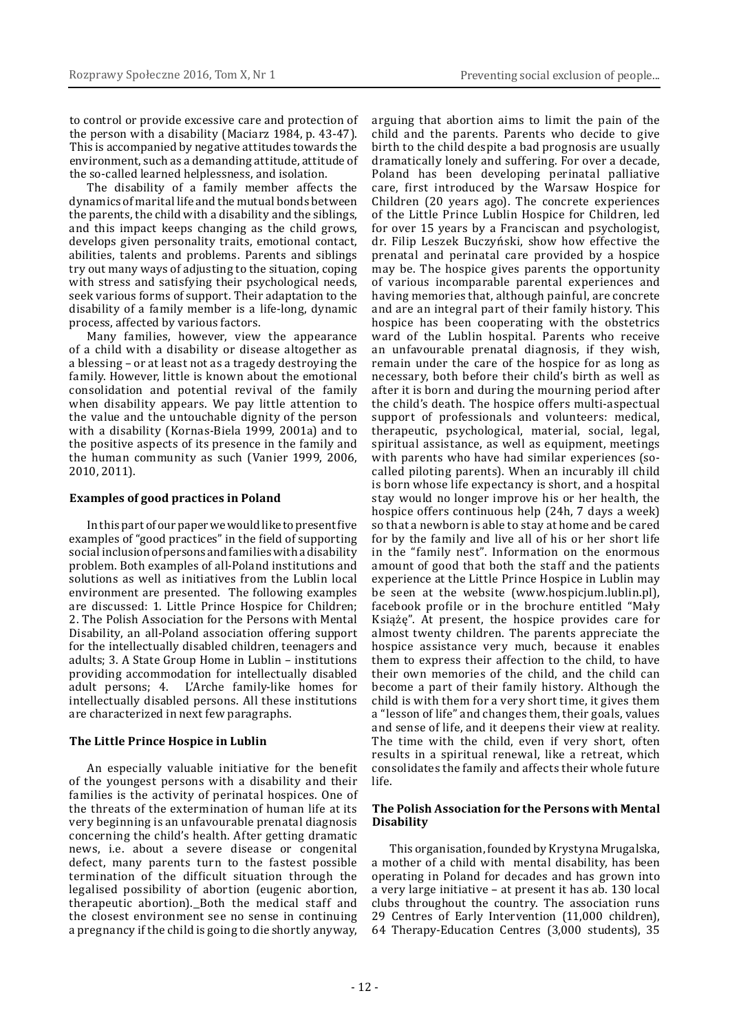to control or provide excessive care and protection of the person with a disability (Maciarz 1984, p. 43-47). This is accompanied by negative attitudes towards the environment, such as a demanding attitude, attitude of the so-called learned helplessness, and isolation.

The disability of a family member affects the dynamics of marital life and the mutual bonds between the parents, the child with a disability and the siblings, and this impact keeps changing as the child grows, develops given personality traits, emotional contact, abilities, talents and problems. Parents and siblings try out many ways of adjusting to the situation, coping with stress and satisfying their psychological needs, seek various forms of support. Their adaptation to the disability of a family member is a life-long, dynamic process, affected by various factors.

Many families, however, view the appearance of a child with a disability or disease altogether as a blessing – or at least not as a tragedy destroying the family. However, little is known about the emotional consolidation and potential revival of the family when disability appears. We pay little attention to the value and the untouchable dignity of the person with a disability (Kornas-Biela 1999, 2001a) and to the positive aspects of its presence in the family and the human community as such (Vanier 1999, 2006, 2010, 2011).

**Examples of good practices in Poland**

In this part of our paper we would like to present five examples of "good practices" in the field of supporting social inclusion of persons and families with a disability problem. Both examples of all-Poland institutions and solutions as well as initiatives from the Lublin local environment are presented. The following examples are discussed: 1. Little Prince Hospice for Children; 2. The Polish Association for the Persons with Mental Disability, an all-Poland association offering support for the intellectually disabled children, teenagers and adults; 3. A State Group Home in Lublin – institutions providing accommodation for intellectually disabled adult persons; 4. L'Arche family-like homes for intellectually disabled persons. All these institutions are characterized in next few paragraphs.

**The Little Prince Hospice in Lublin**

An especially valuable initiative for the benefit of the youngest persons with a disability and their families is the activity of perinatal hospices. One of the threats of the extermination of human life at its very beginning is an unfavourable prenatal diagnosis concerning the child's health. After getting dramatic news, i.e. about a severe disease or congenital defect, many parents turn to the fastest possible termination of the difficult situation through the legalised possibility of abortion (eugenic abortion, therapeutic abortion). Both the medical staff and the closest environment see no sense in continuing a pregnancy if the child is going to die shortly anyway, arguing that abortion aims to limit the pain of the child and the parents. Parents who decide to give birth to the child despite a bad prognosis are usually dramatically lonely and suffering. For over a decade, Poland has been developing perinatal palliative care, first introduced by the Warsaw Hospice for Children (20 years ago). The concrete experiences of the Little Prince Lublin Hospice for Children, led for over 15 years by a Franciscan and psychologist, dr. Filip Leszek Buczyński, show how effective the prenatal and perinatal care provided by a hospice may be. The hospice gives parents the opportunity of various incomparable parental experiences and having memories that, although painful, are concrete and are an integral part of their family history. This hospice has been cooperating with the obstetrics ward of the Lublin hospital. Parents who receive an unfavourable prenatal diagnosis, if they wish, remain under the care of the hospice for as long as necessary, both before their child's birth as well as after it is born and during the mourning period after the child's death. The hospice offers multi-aspectual support of professionals and volunteers: medical, therapeutic, psychological, material, social, legal, spiritual assistance, as well as equipment, meetings with parents who have had similar experiences (so-called piloting parents). When an incurably ill child is born whose life expectancy is short, and a hospital stay would no longer improve his or her health, the hospice offers continuous help (24h, 7 days a week) so that a newborn is able to stay at home and be cared for by the family and live all of his or her short life in the "family nest". Information on the enormous amount of good that both the staff and the patients experience at the Little Prince Hospice in Lublin may be seen at the website (www.hospicjum.lublin.pl), facebook profile or in the brochure entitled "Mały Książę". At present, the hospice provides care for almost twenty children. The parents appreciate the hospice assistance very much, because it enables them to express their affection to the child, to have their own memories of the child, and the child can become a part of their family history. Although the child is with them for a very short time, it gives them a "lesson of life" and changes them, their goals, values and sense of life, and it deepens their view at reality. The time with the child, even if very short, often results in a spiritual renewal, like a retreat, which consolidates the family and affects their whole future life.

**The Polish Association for the Persons with Mental Disability**

This organisation, founded by Krystyna Mrugalska, a mother of a child with mental disability, has been operating in Poland for decades and has grown into a very large initiative – at present it has ab. 130 local clubs throughout the country. The association runs 29 Centres of Early Intervention (11,000 children), 64 Therapy-Education Centres (3,000 students), 35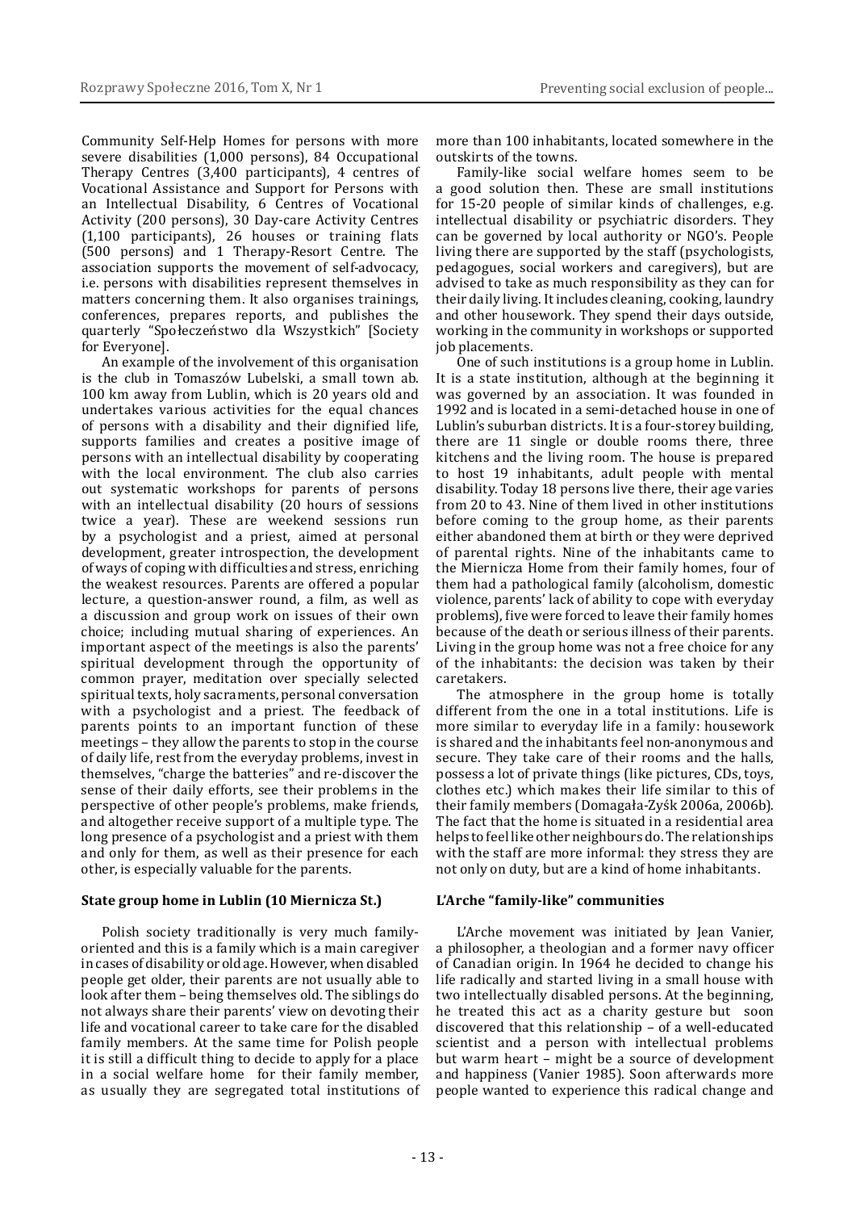Community Self-Help Homes for persons with more severe disabilities (1,000 persons), 84 Occupational Therapy Centres (3,400 participants), 4 centres of Vocational Assistance and Support for Persons with an Intellectual Disability, 6 Centres of Vocational Activity (200 persons), 30 Day-care Activity Centres (1,100 participants), 26 houses or training flats (500 persons) and 1 Therapy-Resort Centre. The association supports the movement of self-advocacy, i.e. persons with disabilities represent themselves in matters concerning them. It also organises trainings, conferences, prepares reports, and publishes the quarterly "Społeczeństwo dla Wszystkich" [Society for Everyone].

An example of the involvement of this organisation is the club in Tomaszów Lubelski, a small town ab. 100 km away from Lublin, which is 20 years old and undertakes various activities for the equal chances of persons with a disability and their dignified life, supports families and creates a positive image of persons with an intellectual disability by cooperating with the local environment. The club also carries out systematic workshops for parents of persons with an intellectual disability (20 hours of sessions twice a year). These are weekend sessions run by a psychologist and a priest, aimed at personal development, greater introspection, the development of ways of coping with difficulties and stress, enriching the weakest resources. Parents are offered a popular lecture, a question-answer round, a film, as well as a discussion and group work on issues of their own choice; including mutual sharing of experiences. An important aspect of the meetings is also the parents' spiritual development through the opportunity of common prayer, meditation over specially selected spiritual texts, holy sacraments, personal conversation with a psychologist and a priest. The feedback of parents points to an important function of these meetings – they allow the parents to stop in the course of daily life, rest from the everyday problems, invest in themselves, "charge the batteries" and re-discover the sense of their daily efforts, see their problems in the perspective of other people's problems, make friends, and altogether receive support of a multiple type. The long presence of a psychologist and a priest with them and only for them, as well as their presence for each other, is especially valuable for the parents.

### State group home in Lublin (10 Miernicza St.)

Polish society traditionally is very much family-oriented and this is a family which is a main caregiver in cases of disability or old age. However, when disabled people get older, their parents are not usually able to look after them – being themselves old. The siblings do not always share their parents' view on devoting their life and vocational career to take care for the disabled family members. At the same time for Polish people it is still a difficult thing to decide to apply for a place in a social welfare home for their family member, as usually they are segregated total institutions of more than 100 inhabitants, located somewhere in the outskirts of the towns.

Family-like social welfare homes seem to be a good solution then. These are small institutions for 15-20 people of similar kinds of challenges, e.g. intellectual disability or psychiatric disorders. They can be governed by local authority or NGO's. People living there are supported by the staff (psychologists, pedagogues, social workers and caregivers), but are advised to take as much responsibility as they can for their daily living. It includes cleaning, cooking, laundry and other housework. They spend their days outside, working in the community in workshops or supported job placements.

One of such institutions is a group home in Lublin. It is a state institution, although at the beginning it was governed by an association. It was founded in 1992 and is located in a semi-detached house in one of Lublin's suburban districts. It is a four-storey building, there are 11 single or double rooms there, three kitchens and the living room. The house is prepared to host 19 inhabitants, adult people with mental disability. Today 18 persons live there, their age varies from 20 to 43. Nine of them lived in other institutions before coming to the group home, as their parents either abandoned them at birth or they were deprived of parental rights. Nine of the inhabitants came to the Miernicza Home from their family homes, four of them had a pathological family (alcoholism, domestic violence, parents' lack of ability to cope with everyday problems), five were forced to leave their family homes because of the death or serious illness of their parents. Living in the group home was not a free choice for any of the inhabitants: the decision was taken by their caretakers.

The atmosphere in the group home is totally different from the one in a total institutions. Life is more similar to everyday life in a family: housework is shared and the inhabitants feel non-anonymous and secure. They take care of their rooms and the halls, possess a lot of private things (like pictures, CDs, toys, clothes etc.) which makes their life similar to this of their family members (Domagała-Zyśk 2006a, 2006b). The fact that the home is situated in a residential area helps to feel like other neighbours do. The relationships with the staff are more informal: they stress they are not only on duty, but are a kind of home inhabitants.

### L'Arche "family-like" communities

L'Arche movement was initiated by Jean Vanier, a philosopher, a theologian and a former navy officer of Canadian origin. In 1964 he decided to change his life radically and started living in a small house with two intellectually disabled persons. At the beginning, he treated this act as a charity gesture but soon discovered that this relationship – of a well-educated scientist and a person with intellectual problems but warm heart – might be a source of development and happiness (Vanier 1985). Soon afterwards more people wanted to experience this radical change and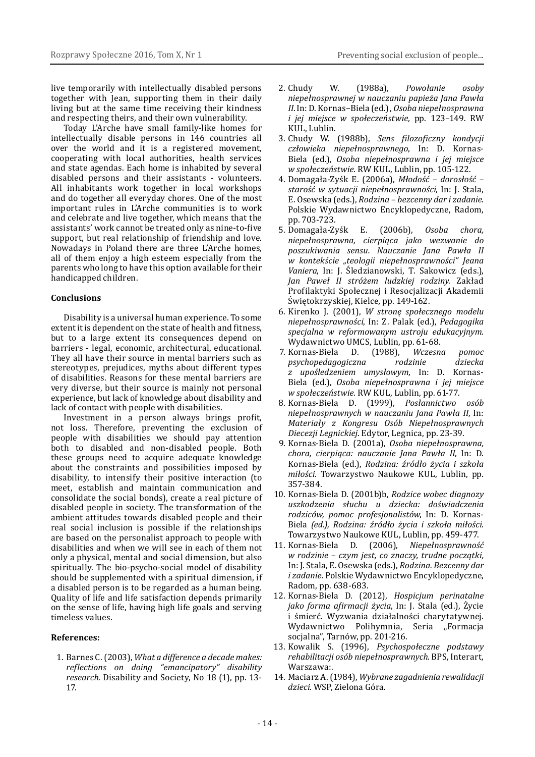live temporarily with intellectually disabled persons together with Jean, supporting them in their daily living but at the same time receiving their kindness and respecting theirs, and their own vulnerability.

Today L'Arche have small family-like homes for intellectually disable persons in 146 countries all over the world and it is a registered movement, cooperating with local authorities, health services and state agendas. Each home is inhabited by several disabled persons and their assistants - volunteers. All inhabitants work together in local workshops and do together all everyday chores. One of the most important rules in L'Arche communities is to work and celebrate and live together, which means that the assistants' work cannot be treated only as nine-to-five support, but real relationship of friendship and love. Nowadays in Poland there are three L'Arche homes, all of them enjoy a high esteem especially from the parents who long to have this option available for their handicapped children.

**Conclusions**

Disability is a universal human experience. To some extent it is dependent on the state of health and fitness, but to a large extent its consequences depend on barriers - legal, economic, architectural, educational. They all have their source in mental barriers such as stereotypes, prejudices, myths about different types of disabilities. Reasons for these mental barriers are very diverse, but their source is mainly not personal experience, but lack of knowledge about disability and lack of contact with people with disabilities.

Investment in a person always brings profit, not loss. Therefore, preventing the exclusion of people with disabilities we should pay attention both to disabled and non-disabled people. Both these groups need to acquire adequate knowledge about the constraints and possibilities imposed by disability, to intensify their positive interaction (to meet, establish and maintain communication and consolidate the social bonds), create a real picture of disabled people in society. The transformation of the ambient attitudes towards disabled people and their real social inclusion is possible if the relationships are based on the personalist approach to people with disabilities and when we will see in each of them not only a physical, mental and social dimension, but also spiritually. The bio-psycho-social model of disability should be supplemented with a spiritual dimension, if a disabled person is to be regarded as a human being. Quality of life and life satisfaction depends primarily on the sense of life, having high life goals and serving timeless values.

**References:**

1. Barnes C. (2003), *What a difference a decade makes: reflections on doing "emancipatory" disability research*. Disability and Society, No 18 (1), pp. 13-17.
2. Chudy W. (1988a), *Powołanie osoby niepełnosprawnej w nauczaniu papieża Jana Pawła II*. In: D. Kornas–Biela (ed.) , *Osoba niepełnosprawna i jej miejsce w społeczeństwie*, pp. 123–149. RW KUL, Lublin.
3. Chudy W. (1988b), *Sens filozoficzny kondycji człowieka niepełnosprawnego*, In: D. Kornas-Biela (ed.), *Osoba niepełnosprawna i jej miejsce w społeczeństwie*. RW KUL, Lublin, pp. 105-122.
4. Domagała-Zyśk E. (2006a), *Młodość – dorosłość – starość w sytuacji niepełnosprawności*, In: J. Stala, E. Osewska (eds.), *Rodzina – bezcenny dar i zadanie*. Polskie Wydawnictwo Encyklopedyczne, Radom, pp. 703-723.
5. Domagała-Zyśk E. (2006b), *Osoba chora, niepełnosprawna, cierpiąca jako wezwanie do poszukiwania sensu. Nauczanie Jana Pawła II w kontekście „teologii niepełnosprawności" Jeana Vaniera*, In: J. Śledzianowski, T. Sakowicz (eds.), *Jan Paweł II stróżem ludzkiej rodziny*. Zakład Profilaktyki Społecznej i Resocjalizacji Akademii Świętokrzyskiej, Kielce, pp. 149-162.
6. Kirenko J. (2001), *W stronę społecznego modelu niepełnosprawności*, In: Z. Palak (ed.), *Pedagogika specjalna w reformowanym ustroju edukacyjnym*. Wydawnictwo UMCS, Lublin, pp. 61-68.
7. Kornas-Biela D. (1988), *Wczesna pomoc psychopedagogiczna rodzinie dziecka z upośledzeniem umysłowym*, In: D. Kornas-Biela (ed.), *Osoba niepełnosprawna i jej miejsce w społeczeństwie*. RW KUL, Lublin, pp. 61-77.
8. Kornas-Biela D. (1999), *Posłannictwo osób niepełnosprawnych w nauczaniu Jana Pawła II*, In: *Materiały z Kongresu Osób Niepełnosprawnych Diecezji Legnickiej*. Edytor, Legnica, pp. 23-39.
9. Kornas-Biela D. (2001a), *Osoba niepełnosprawna, chora, cierpiąca: nauczanie Jana Pawła II*, In: D. Kornas-Biela (ed.), *Rodzina: źródło życia i szkoła miłości*. Towarzystwo Naukowe KUL, Lublin, pp. 357-384.
10. Kornas-Biela D. (2001b)b, *Rodzice wobec diagnozy uszkodzenia słuchu u dziecka: doświadczenia rodziców, pomoc profesjonalistów*, In: D. Kornas-Biela *(ed.), Rodzina: źródło życia i szkoła miłości*. Towarzystwo Naukowe KUL, Lublin, pp. 459-477.
11. Kornas-Biela D. (2006), *Niepełnosprawność w rodzinie – czym jest, co znaczy, trudne początki*, In: J. Stala, E. Osewska (eds.), *Rodzina. Bezcenny dar i zadanie*. Polskie Wydawnictwo Encyklopedyczne, Radom, pp. 638-683.
12. Kornas-Biela D. (2012), *Hospicjum perinatalne jako forma afirmacji życia*, In: J. Stala (ed.), Życie i śmierć. Wyzwania działalności charytatywnej. Wydawnictwo Polihymnia, Seria „Formacja socjalna", Tarnów, pp. 201-216.
13. Kowalik S. (1996), *Psychospołeczne podstawy rehabilitacji osób niepełnosprawnych*. BPS, Interart, Warszawa:.
14. Maciarz A. (1984), *Wybrane zagadnienia rewalidacji dzieci*. WSP, Zielona Góra.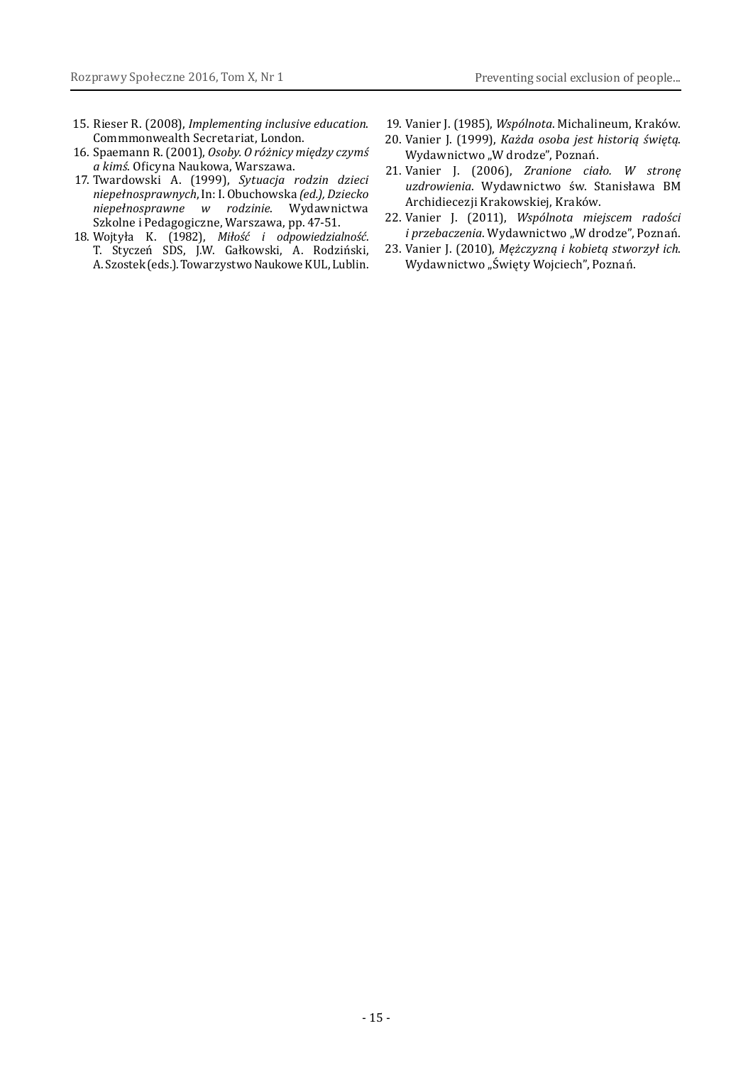15. Rieser R. (2008), *Implementing inclusive education*. Commmonwealth Secretariat, London.
16. Spaemann R. (2001), *Osoby. O różnicy między czymś a kimś*. Oficyna Naukowa, Warszawa.
17. Twardowski A. (1999), *Sytuacja rodzin dzieci niepełnosprawnych*, In: I. Obuchowska *(ed.), Dziecko niepełnosprawne w rodzinie*. Wydawnictwa Szkolne i Pedagogiczne, Warszawa, pp. 47-51.
18. Wojtyła K. (1982), *Miłość i odpowiedzialność*. T. Styczeń SDS, J.W. Gałkowski, A. Rodziński, A. Szostek (eds.). Towarzystwo Naukowe KUL, Lublin.
19. Vanier J. (1985), *Wspólnota*. Michalineum, Kraków.
20. Vanier J. (1999), *Każda osoba jest historią świętą*. Wydawnictwo „W drodze", Poznań.
21. Vanier J. (2006), *Zranione ciało. W stronę uzdrowienia*. Wydawnictwo św. Stanisława BM Archidiecezji Krakowskiej, Kraków.
22. Vanier J. (2011), *Wspólnota miejscem radości i przebaczenia*. Wydawnictwo „W drodze", Poznań.
23. Vanier J. (2010), *Mężczyzną i kobietą stworzył ich*. Wydawnictwo „Święty Wojciech", Poznań.